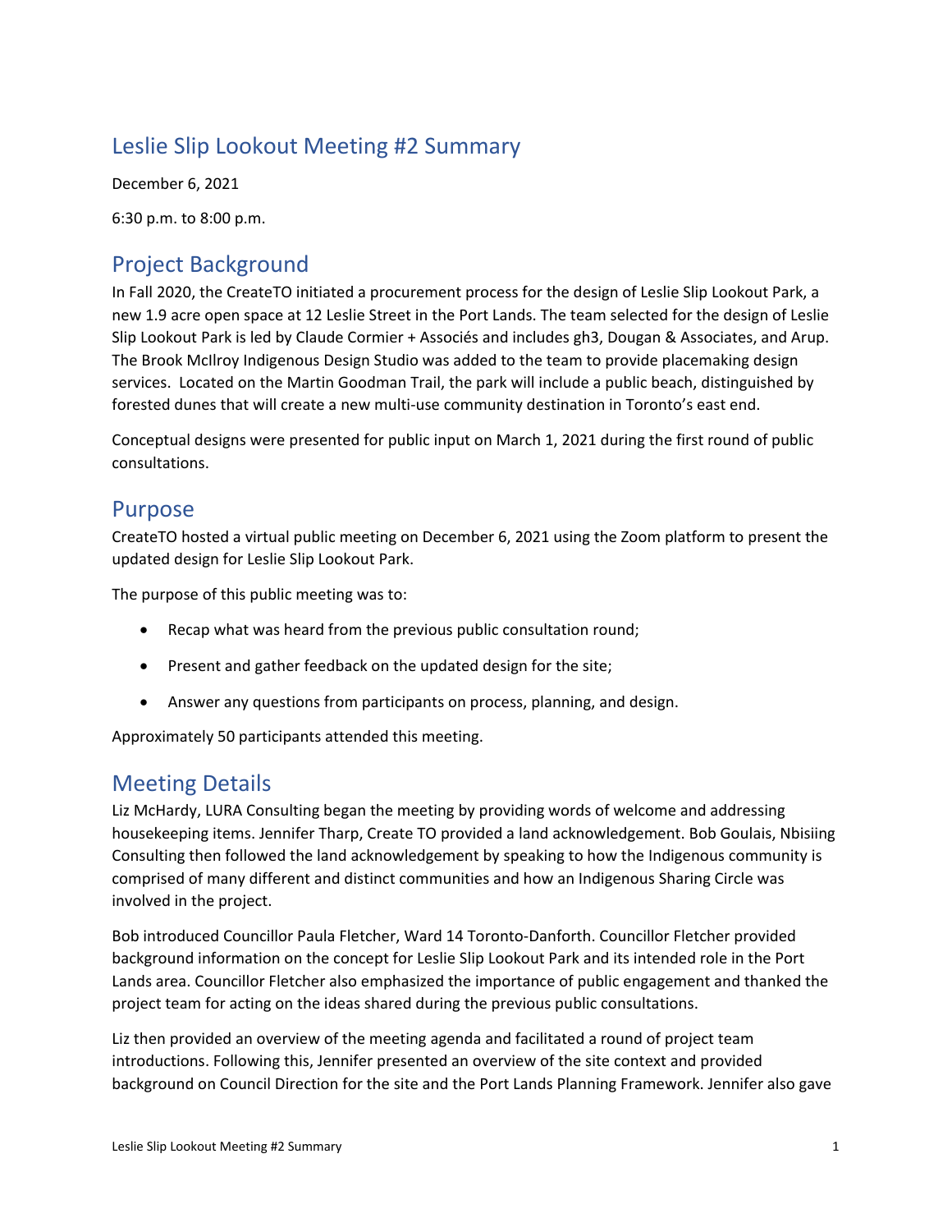# Leslie Slip Lookout Meeting #2 Summary

December 6, 2021

6:30 p.m. to 8:00 p.m.

## Project Background

In Fall 2020, the CreateTO initiated a procurement process for the design of Leslie Slip Lookout Park, a new 1.9 acre open space at 12 Leslie Street in the Port Lands. The team selected for the design of Leslie Slip Lookout Park is led by Claude Cormier + Associés and includes gh3, Dougan & Associates, and Arup. The Brook McIlroy Indigenous Design Studio was added to the team to provide placemaking design services. Located on the Martin Goodman Trail, the park will include a public beach, distinguished by forested dunes that will create a new multi-use community destination in Toronto's east end.

Conceptual designs were presented for public input on March 1, 2021 during the first round of public consultations.

## Purpose

CreateTO hosted a virtual public meeting on December 6, 2021 using the Zoom platform to present the updated design for Leslie Slip Lookout Park.

The purpose of this public meeting was to:

- Recap what was heard from the previous public consultation round;
- Present and gather feedback on the updated design for the site;
- Answer any questions from participants on process, planning, and design.

Approximately 50 participants attended this meeting.

## Meeting Details

Liz McHardy, LURA Consulting began the meeting by providing words of welcome and addressing housekeeping items. Jennifer Tharp, Create TO provided a land acknowledgement. Bob Goulais, Nbisiing Consulting then followed the land acknowledgement by speaking to how the Indigenous community is comprised of many different and distinct communities and how an Indigenous Sharing Circle was involved in the project.

Bob introduced Councillor Paula Fletcher, Ward 14 Toronto-Danforth. Councillor Fletcher provided background information on the concept for Leslie Slip Lookout Park and its intended role in the Port Lands area. Councillor Fletcher also emphasized the importance of public engagement and thanked the project team for acting on the ideas shared during the previous public consultations.

Liz then provided an overview of the meeting agenda and facilitated a round of project team introductions. Following this, Jennifer presented an overview of the site context and provided background on Council Direction for the site and the Port Lands Planning Framework. Jennifer also gave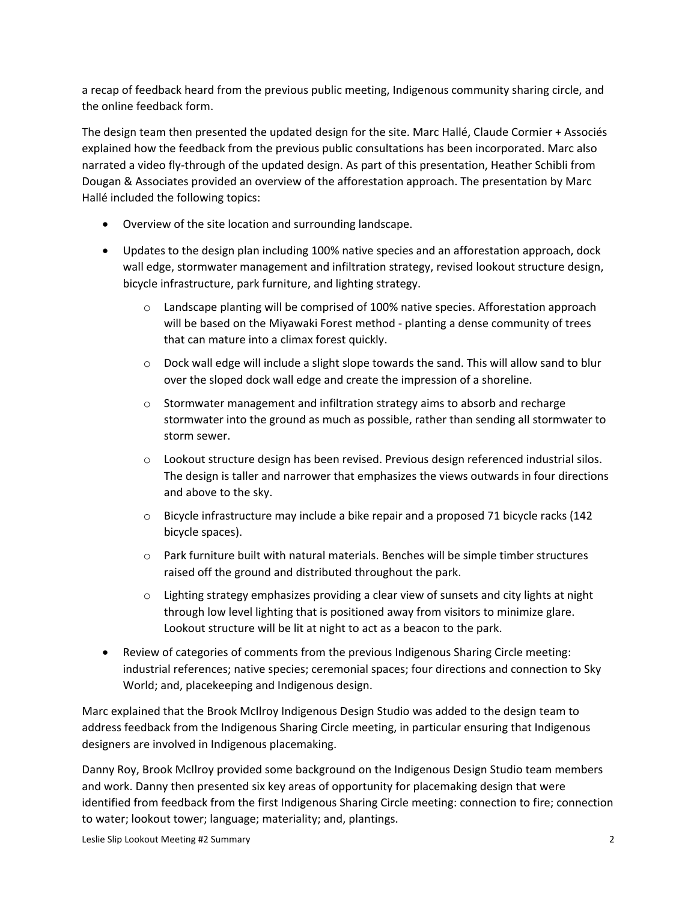a recap of feedback heard from the previous public meeting, Indigenous community sharing circle, and the online feedback form.

The design team then presented the updated design for the site. Marc Hallé, Claude Cormier + Associés explained how the feedback from the previous public consultations has been incorporated. Marc also narrated a video fly-through of the updated design. As part of this presentation, Heather Schibli from Dougan & Associates provided an overview of the afforestation approach. The presentation by Marc Hallé included the following topics:

- Overview of the site location and surrounding landscape.
- Updates to the design plan including 100% native species and an afforestation approach, dock wall edge, stormwater management and infiltration strategy, revised lookout structure design, bicycle infrastructure, park furniture, and lighting strategy.
    - Landscape planting will be comprised of 100% native species. Afforestation approach will be based on the Miyawaki Forest method - planting a dense community of trees that can mature into a climax forest quickly.
    - Dock wall edge will include a slight slope towards the sand. This will allow sand to blur over the sloped dock wall edge and create the impression of a shoreline.
    - Stormwater management and infiltration strategy aims to absorb and recharge stormwater into the ground as much as possible, rather than sending all stormwater to storm sewer.
    - Lookout structure design has been revised. Previous design referenced industrial silos. The design is taller and narrower that emphasizes the views outwards in four directions and above to the sky.
    - Bicycle infrastructure may include a bike repair and a proposed 71 bicycle racks (142 bicycle spaces).
    - Park furniture built with natural materials. Benches will be simple timber structures raised off the ground and distributed throughout the park.
    - Lighting strategy emphasizes providing a clear view of sunsets and city lights at night through low level lighting that is positioned away from visitors to minimize glare. Lookout structure will be lit at night to act as a beacon to the park.
- Review of categories of comments from the previous Indigenous Sharing Circle meeting: industrial references; native species; ceremonial spaces; four directions and connection to Sky World; and, placekeeping and Indigenous design.

Marc explained that the Brook McIlroy Indigenous Design Studio was added to the design team to address feedback from the Indigenous Sharing Circle meeting, in particular ensuring that Indigenous designers are involved in Indigenous placemaking.

Danny Roy, Brook McIlroy provided some background on the Indigenous Design Studio team members and work. Danny then presented six key areas of opportunity for placemaking design that were identified from feedback from the first Indigenous Sharing Circle meeting: connection to fire; connection to water; lookout tower; language; materiality; and, plantings.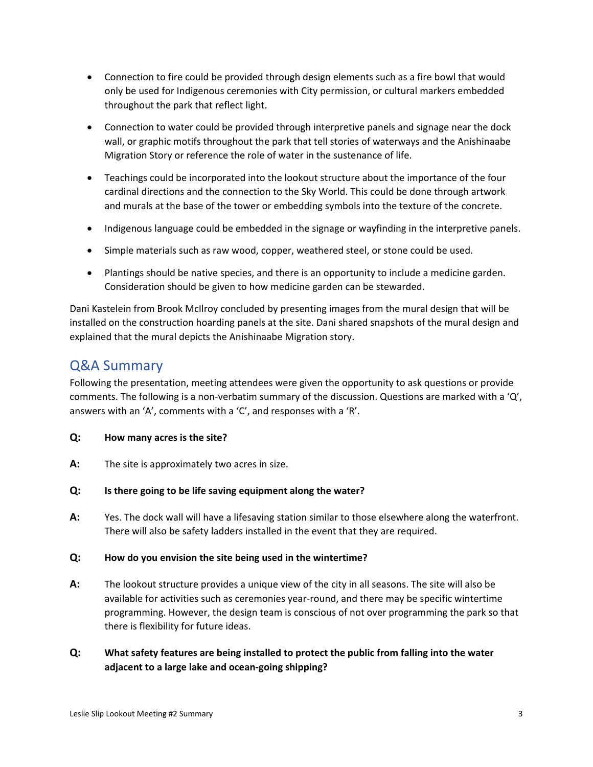- Connection to fire could be provided through design elements such as a fire bowl that would only be used for Indigenous ceremonies with City permission, or cultural markers embedded throughout the park that reflect light.
- Connection to water could be provided through interpretive panels and signage near the dock wall, or graphic motifs throughout the park that tell stories of waterways and the Anishinaabe Migration Story or reference the role of water in the sustenance of life.
- Teachings could be incorporated into the lookout structure about the importance of the four cardinal directions and the connection to the Sky World. This could be done through artwork and murals at the base of the tower or embedding symbols into the texture of the concrete.
- Indigenous language could be embedded in the signage or wayfinding in the interpretive panels.
- Simple materials such as raw wood, copper, weathered steel, or stone could be used.
- Plantings should be native species, and there is an opportunity to include a medicine garden. Consideration should be given to how medicine garden can be stewarded.

Dani Kastelein from Brook McIlroy concluded by presenting images from the mural design that will be installed on the construction hoarding panels at the site. Dani shared snapshots of the mural design and explained that the mural depicts the Anishinaabe Migration story.

## Q&A Summary

Following the presentation, meeting attendees were given the opportunity to ask questions or provide comments. The following is a non-verbatim summary of the discussion. Questions are marked with a 'Q', answers with an 'A', comments with a 'C', and responses with a 'R'.

**Q: How many acres is the site?**

**A:** The site is approximately two acres in size.

**Q: Is there going to be life saving equipment along the water?**

**A:** Yes. The dock wall will have a lifesaving station similar to those elsewhere along the waterfront. There will also be safety ladders installed in the event that they are required.

**Q: How do you envision the site being used in the wintertime?**

**A:** The lookout structure provides a unique view of the city in all seasons. The site will also be available for activities such as ceremonies year-round, and there may be specific wintertime programming. However, the design team is conscious of not over programming the park so that there is flexibility for future ideas.

**Q: What safety features are being installed to protect the public from falling into the water adjacent to a large lake and ocean-going shipping?**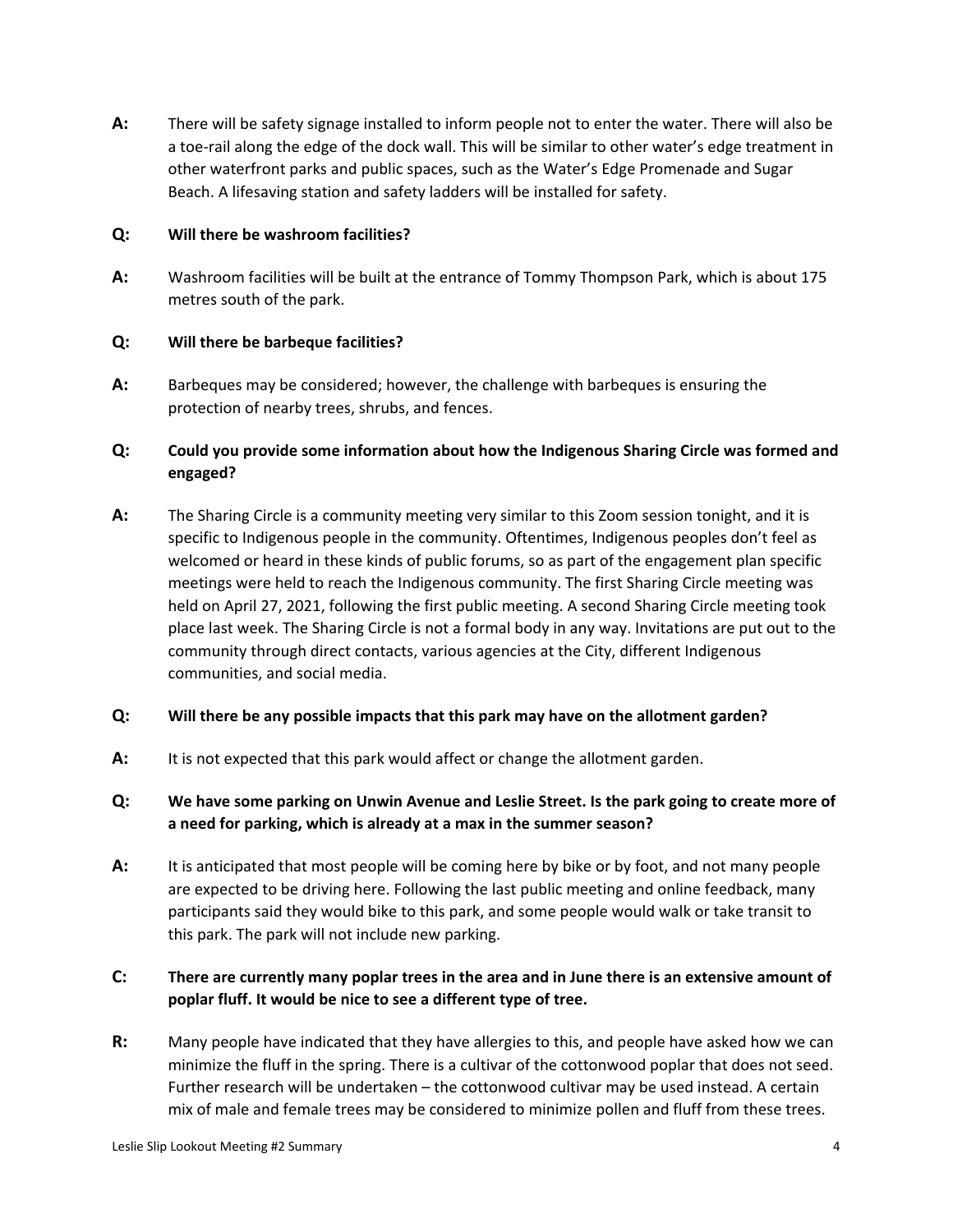**A:** There will be safety signage installed to inform people not to enter the water. There will also be a toe-rail along the edge of the dock wall. This will be similar to other water's edge treatment in other waterfront parks and public spaces, such as the Water's Edge Promenade and Sugar Beach. A lifesaving station and safety ladders will be installed for safety.

**Q: Will there be washroom facilities?**

**A:** Washroom facilities will be built at the entrance of Tommy Thompson Park, which is about 175 metres south of the park.

**Q: Will there be barbeque facilities?**

**A:** Barbeques may be considered; however, the challenge with barbeques is ensuring the protection of nearby trees, shrubs, and fences.

**Q: Could you provide some information about how the Indigenous Sharing Circle was formed and engaged?**

**A:** The Sharing Circle is a community meeting very similar to this Zoom session tonight, and it is specific to Indigenous people in the community. Oftentimes, Indigenous peoples don't feel as welcomed or heard in these kinds of public forums, so as part of the engagement plan specific meetings were held to reach the Indigenous community. The first Sharing Circle meeting was held on April 27, 2021, following the first public meeting. A second Sharing Circle meeting took place last week. The Sharing Circle is not a formal body in any way. Invitations are put out to the community through direct contacts, various agencies at the City, different Indigenous communities, and social media.

**Q: Will there be any possible impacts that this park may have on the allotment garden?**

**A:** It is not expected that this park would affect or change the allotment garden.

**Q: We have some parking on Unwin Avenue and Leslie Street. Is the park going to create more of a need for parking, which is already at a max in the summer season?**

**A:** It is anticipated that most people will be coming here by bike or by foot, and not many people are expected to be driving here. Following the last public meeting and online feedback, many participants said they would bike to this park, and some people would walk or take transit to this park. The park will not include new parking.

**C: There are currently many poplar trees in the area and in June there is an extensive amount of poplar fluff. It would be nice to see a different type of tree.**

**R:** Many people have indicated that they have allergies to this, and people have asked how we can minimize the fluff in the spring. There is a cultivar of the cottonwood poplar that does not seed. Further research will be undertaken – the cottonwood cultivar may be used instead. A certain mix of male and female trees may be considered to minimize pollen and fluff from these trees.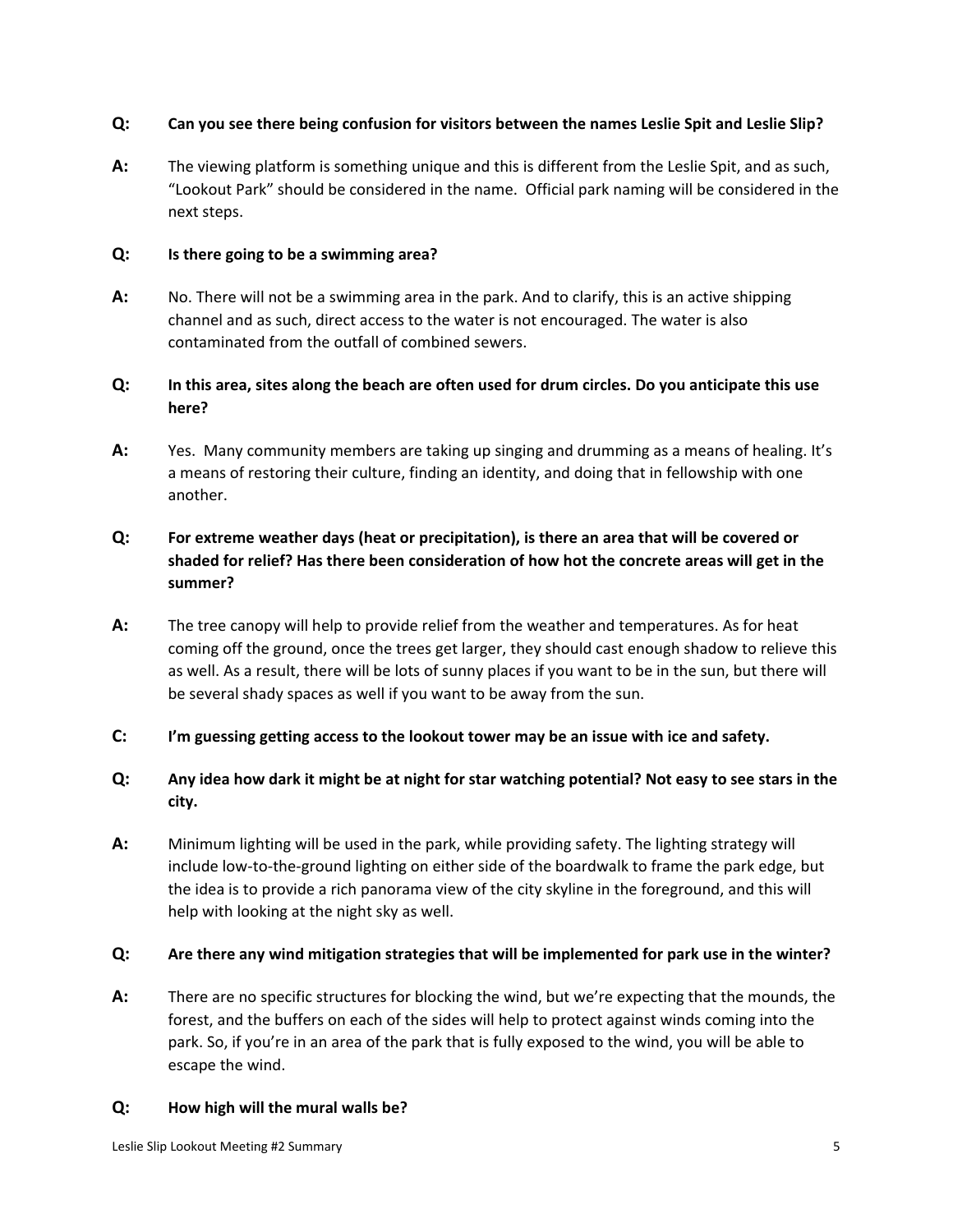**Q:** **Can you see there being confusion for visitors between the names Leslie Spit and Leslie Slip?**

**A:** The viewing platform is something unique and this is different from the Leslie Spit, and as such, "Lookout Park" should be considered in the name. Official park naming will be considered in the next steps.

**Q:** **Is there going to be a swimming area?**

**A:** No. There will not be a swimming area in the park. And to clarify, this is an active shipping channel and as such, direct access to the water is not encouraged. The water is also contaminated from the outfall of combined sewers.

**Q:** **In this area, sites along the beach are often used for drum circles. Do you anticipate this use here?**

**A:** Yes. Many community members are taking up singing and drumming as a means of healing. It's a means of restoring their culture, finding an identity, and doing that in fellowship with one another.

**Q:** **For extreme weather days (heat or precipitation), is there an area that will be covered or shaded for relief? Has there been consideration of how hot the concrete areas will get in the summer?**

**A:** The tree canopy will help to provide relief from the weather and temperatures. As for heat coming off the ground, once the trees get larger, they should cast enough shadow to relieve this as well. As a result, there will be lots of sunny places if you want to be in the sun, but there will be several shady spaces as well if you want to be away from the sun.

**C:** **I'm guessing getting access to the lookout tower may be an issue with ice and safety.**

**Q:** **Any idea how dark it might be at night for star watching potential? Not easy to see stars in the city.**

**A:** Minimum lighting will be used in the park, while providing safety. The lighting strategy will include low-to-the-ground lighting on either side of the boardwalk to frame the park edge, but the idea is to provide a rich panorama view of the city skyline in the foreground, and this will help with looking at the night sky as well.

**Q:** **Are there any wind mitigation strategies that will be implemented for park use in the winter?**

**A:** There are no specific structures for blocking the wind, but we're expecting that the mounds, the forest, and the buffers on each of the sides will help to protect against winds coming into the park. So, if you're in an area of the park that is fully exposed to the wind, you will be able to escape the wind.

**Q:** **How high will the mural walls be?**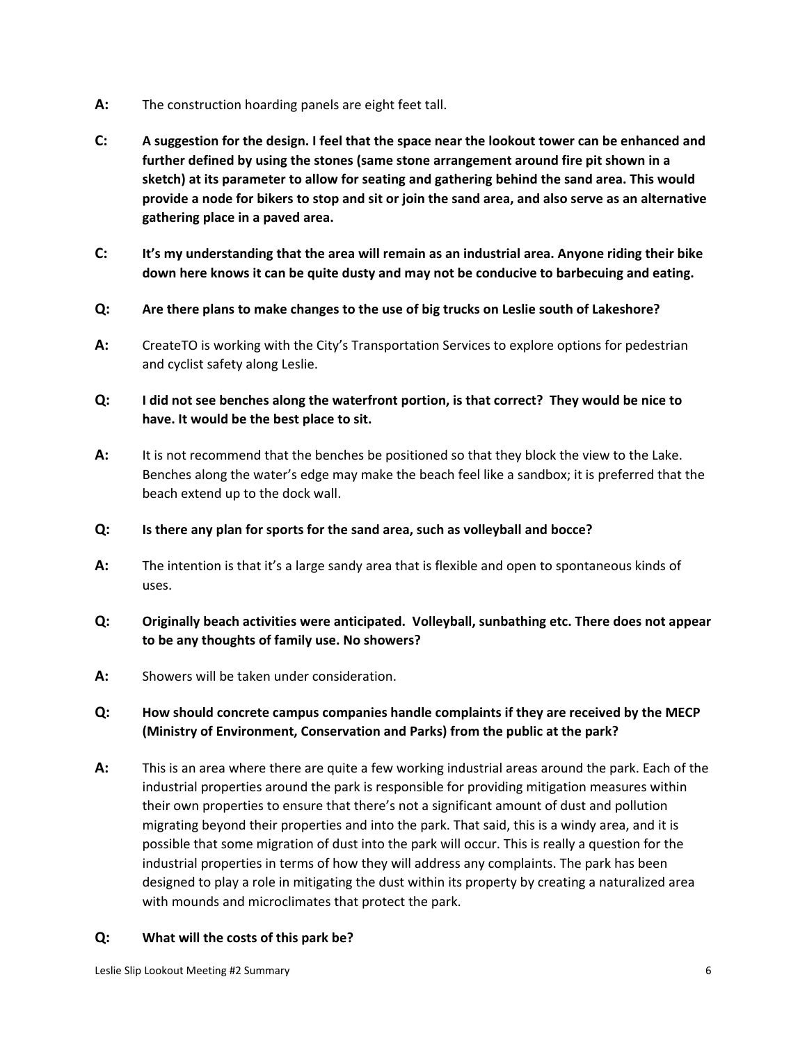**A:** The construction hoarding panels are eight feet tall.

**C: A suggestion for the design. I feel that the space near the lookout tower can be enhanced and further defined by using the stones (same stone arrangement around fire pit shown in a sketch) at its parameter to allow for seating and gathering behind the sand area. This would provide a node for bikers to stop and sit or join the sand area, and also serve as an alternative gathering place in a paved area.**

**C: It's my understanding that the area will remain as an industrial area. Anyone riding their bike down here knows it can be quite dusty and may not be conducive to barbecuing and eating.**

**Q: Are there plans to make changes to the use of big trucks on Leslie south of Lakeshore?**

**A:** CreateTO is working with the City's Transportation Services to explore options for pedestrian and cyclist safety along Leslie.

**Q: I did not see benches along the waterfront portion, is that correct? They would be nice to have. It would be the best place to sit.**

**A:** It is not recommend that the benches be positioned so that they block the view to the Lake. Benches along the water's edge may make the beach feel like a sandbox; it is preferred that the beach extend up to the dock wall.

**Q: Is there any plan for sports for the sand area, such as volleyball and bocce?**

**A:** The intention is that it's a large sandy area that is flexible and open to spontaneous kinds of uses.

**Q: Originally beach activities were anticipated. Volleyball, sunbathing etc. There does not appear to be any thoughts of family use. No showers?**

**A:** Showers will be taken under consideration.

**Q: How should concrete campus companies handle complaints if they are received by the MECP (Ministry of Environment, Conservation and Parks) from the public at the park?**

**A:** This is an area where there are quite a few working industrial areas around the park. Each of the industrial properties around the park is responsible for providing mitigation measures within their own properties to ensure that there's not a significant amount of dust and pollution migrating beyond their properties and into the park. That said, this is a windy area, and it is possible that some migration of dust into the park will occur. This is really a question for the industrial properties in terms of how they will address any complaints. The park has been designed to play a role in mitigating the dust within its property by creating a naturalized area with mounds and microclimates that protect the park.

**Q: What will the costs of this park be?**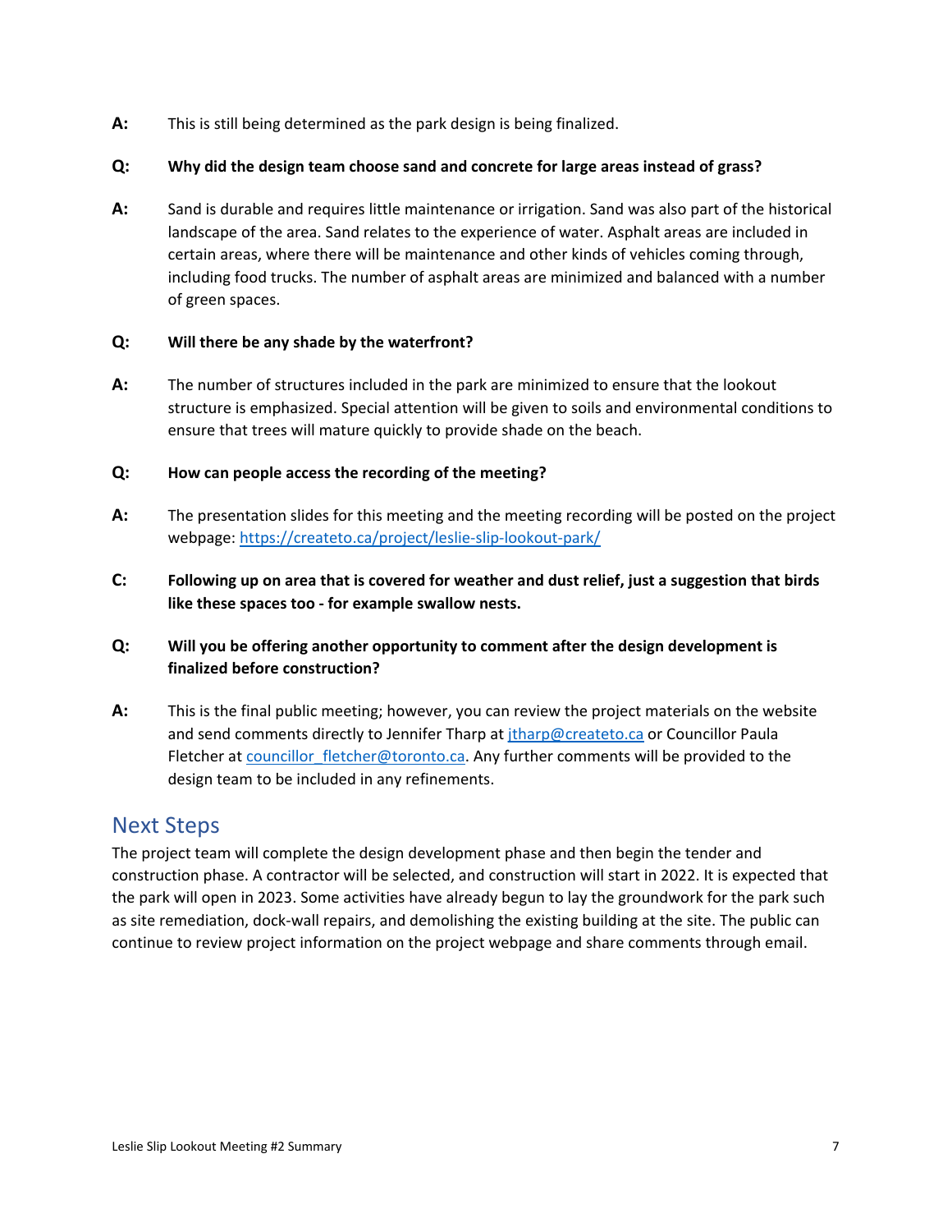**A:** This is still being determined as the park design is being finalized.

**Q: Why did the design team choose sand and concrete for large areas instead of grass?**

**A:** Sand is durable and requires little maintenance or irrigation. Sand was also part of the historical landscape of the area. Sand relates to the experience of water. Asphalt areas are included in certain areas, where there will be maintenance and other kinds of vehicles coming through, including food trucks. The number of asphalt areas are minimized and balanced with a number of green spaces.

**Q: Will there be any shade by the waterfront?**

**A:** The number of structures included in the park are minimized to ensure that the lookout structure is emphasized. Special attention will be given to soils and environmental conditions to ensure that trees will mature quickly to provide shade on the beach.

**Q: How can people access the recording of the meeting?**

**A:** The presentation slides for this meeting and the meeting recording will be posted on the project webpage: https://createto.ca/project/leslie-slip-lookout-park/

**C: Following up on area that is covered for weather and dust relief, just a suggestion that birds like these spaces too - for example swallow nests.**

**Q: Will you be offering another opportunity to comment after the design development is finalized before construction?**

**A:** This is the final public meeting; however, you can review the project materials on the website and send comments directly to Jennifer Tharp at jtharp@createto.ca or Councillor Paula Fletcher at councillor_fletcher@toronto.ca. Any further comments will be provided to the design team to be included in any refinements.

## Next Steps

The project team will complete the design development phase and then begin the tender and construction phase. A contractor will be selected, and construction will start in 2022. It is expected that the park will open in 2023. Some activities have already begun to lay the groundwork for the park such as site remediation, dock-wall repairs, and demolishing the existing building at the site. The public can continue to review project information on the project webpage and share comments through email.